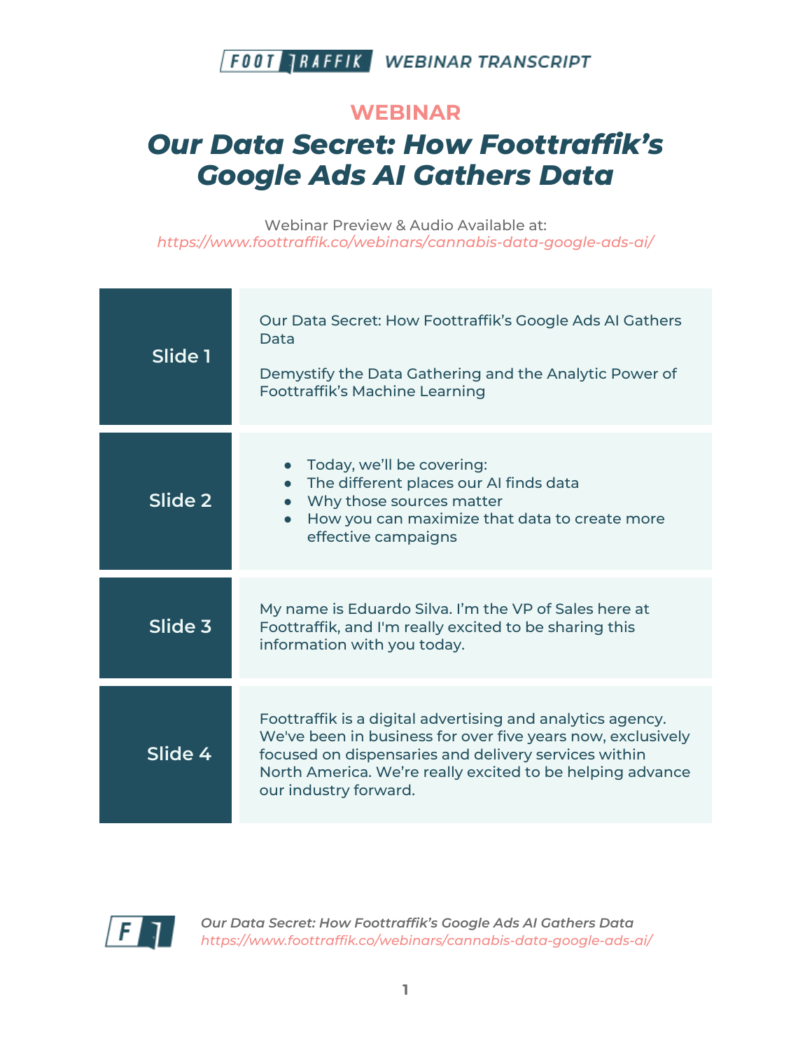WEBINAR

# Our Data Secret: How Foottraffik's Google Ads AI Gathers Data

Webinar Preview & Audio Available at:
*https://www.foottraffik.co/webinars/cannabis-data-google-ads-ai/*

| | |
|---|---|
| **Slide 1** | Our Data Secret: How Foottraffik's Google Ads AI Gathers Data<br><br>Demystify the Data Gathering and the Analytic Power of Foottraffik's Machine Learning |
| **Slide 2** | • Today, we'll be covering:<br>• The different places our AI finds data<br>• Why those sources matter<br>• How you can maximize that data to create more effective campaigns |
| **Slide 3** | My name is Eduardo Silva. I'm the VP of Sales here at Foottraffik, and I'm really excited to be sharing this information with you today. |
| **Slide 4** | Foottraffik is a digital advertising and analytics agency. We've been in business for over five years now, exclusively focused on dispensaries and delivery services within North America. We're really excited to be helping advance our industry forward. |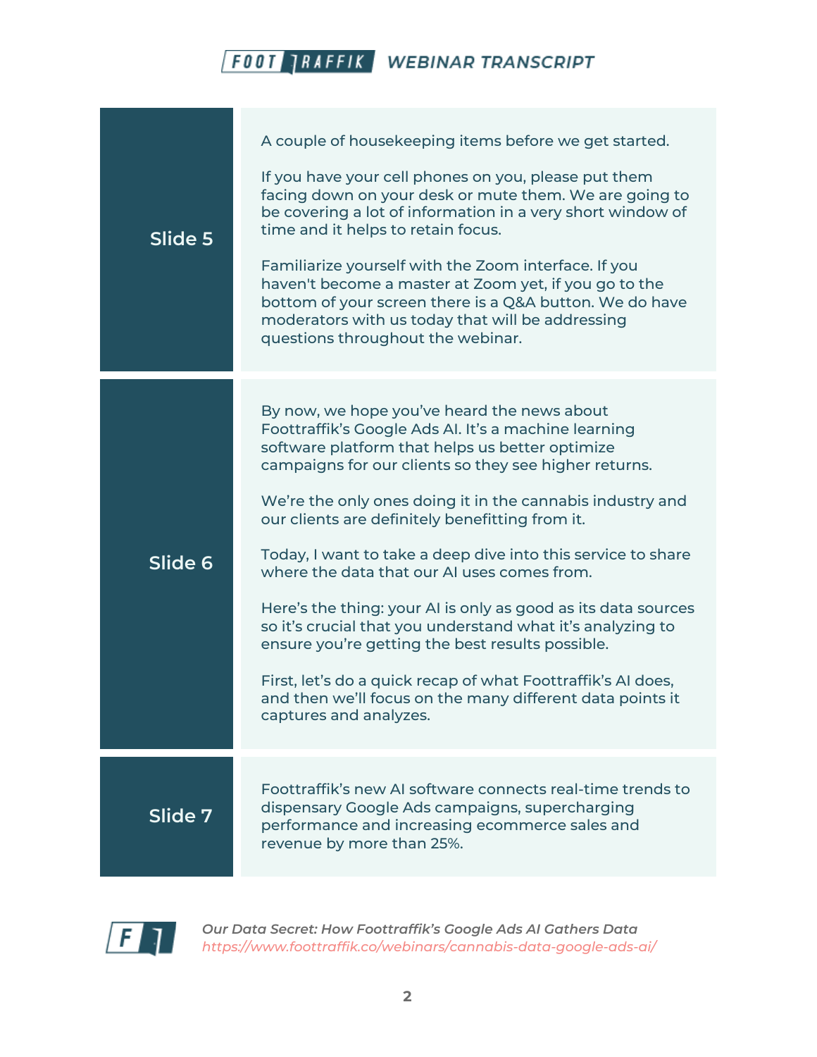| | |
|---|---|
| **Slide 5** | A couple of housekeeping items before we get started.<br><br>If you have your cell phones on you, please put them facing down on your desk or mute them. We are going to be covering a lot of information in a very short window of time and it helps to retain focus.<br><br>Familiarize yourself with the Zoom interface. If you haven't become a master at Zoom yet, if you go to the bottom of your screen there is a Q&A button. We do have moderators with us today that will be addressing questions throughout the webinar. |
| **Slide 6** | By now, we hope you've heard the news about Foottraffik's Google Ads AI. It's a machine learning software platform that helps us better optimize campaigns for our clients so they see higher returns.<br><br>We're the only ones doing it in the cannabis industry and our clients are definitely benefitting from it.<br><br>Today, I want to take a deep dive into this service to share where the data that our AI uses comes from.<br><br>Here's the thing: your AI is only as good as its data sources so it's crucial that you understand what it's analyzing to ensure you're getting the best results possible.<br><br>First, let's do a quick recap of what Foottraffik's AI does, and then we'll focus on the many different data points it captures and analyzes. |
| **Slide 7** | Foottraffik's new AI software connects real-time trends to dispensary Google Ads campaigns, supercharging performance and increasing ecommerce sales and revenue by more than 25%. |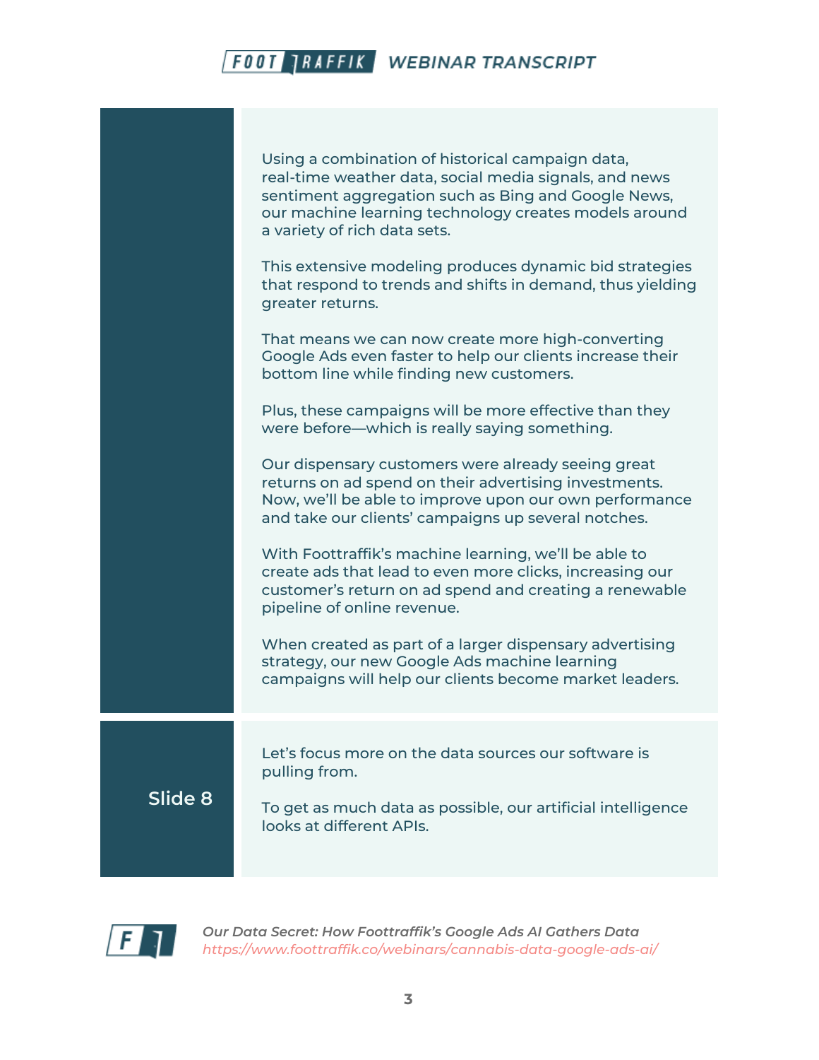Using a combination of historical campaign data, real-time weather data, social media signals, and news sentiment aggregation such as Bing and Google News, our machine learning technology creates models around a variety of rich data sets.

This extensive modeling produces dynamic bid strategies that respond to trends and shifts in demand, thus yielding greater returns.

That means we can now create more high-converting Google Ads even faster to help our clients increase their bottom line while finding new customers.

Plus, these campaigns will be more effective than they were before—which is really saying something.

Our dispensary customers were already seeing great returns on ad spend on their advertising investments. Now, we'll be able to improve upon our own performance and take our clients' campaigns up several notches.

With Foottraffik's machine learning, we'll be able to create ads that lead to even more clicks, increasing our customer's return on ad spend and creating a renewable pipeline of online revenue.

When created as part of a larger dispensary advertising strategy, our new Google Ads machine learning campaigns will help our clients become market leaders.

**Slide 8**

Let's focus more on the data sources our software is pulling from.

To get as much data as possible, our artificial intelligence looks at different APIs.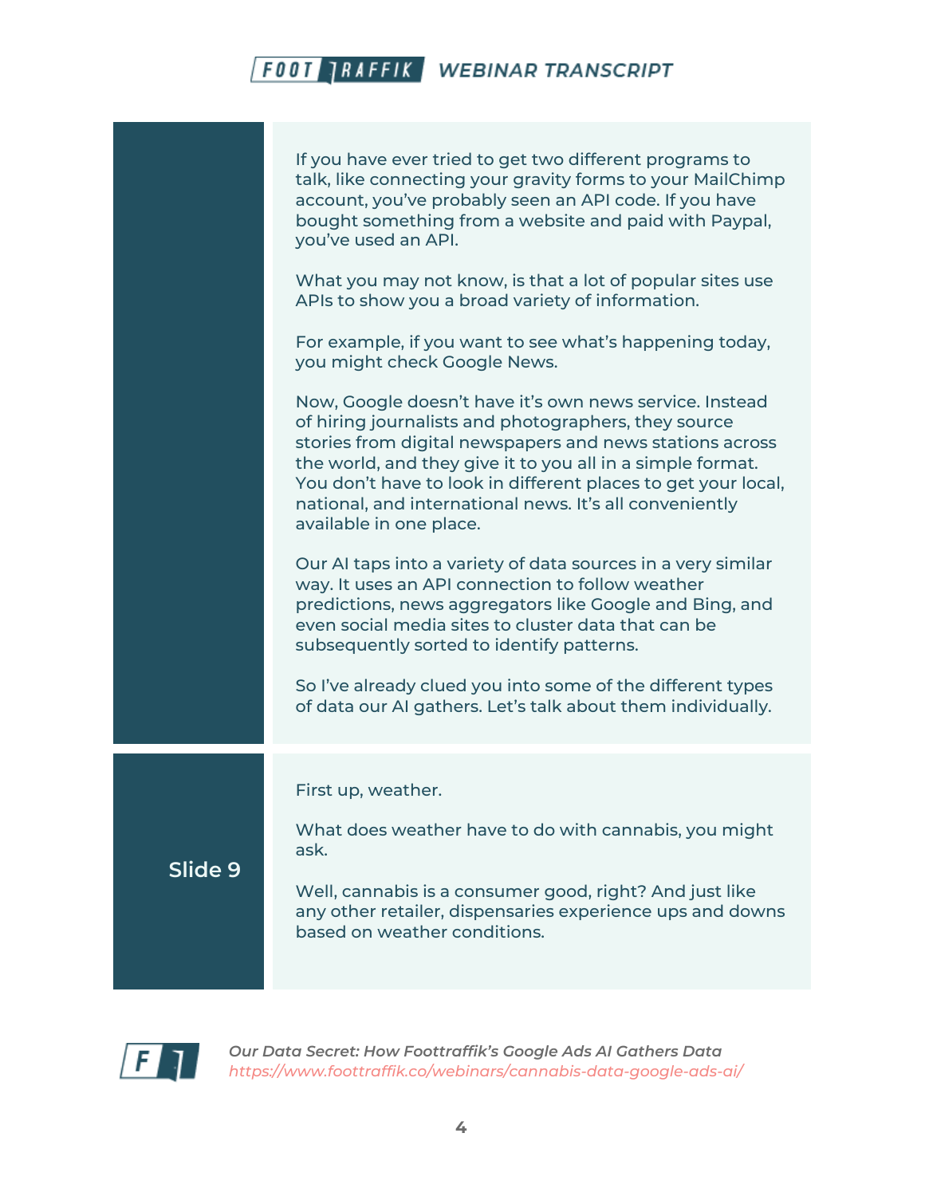If you have ever tried to get two different programs to talk, like connecting your gravity forms to your MailChimp account, you've probably seen an API code. If you have bought something from a website and paid with Paypal, you've used an API.

What you may not know, is that a lot of popular sites use APIs to show you a broad variety of information.

For example, if you want to see what's happening today, you might check Google News.

Now, Google doesn't have it's own news service. Instead of hiring journalists and photographers, they source stories from digital newspapers and news stations across the world, and they give it to you all in a simple format. You don't have to look in different places to get your local, national, and international news. It's all conveniently available in one place.

Our AI taps into a variety of data sources in a very similar way. It uses an API connection to follow weather predictions, news aggregators like Google and Bing, and even social media sites to cluster data that can be subsequently sorted to identify patterns.

So I've already clued you into some of the different types of data our AI gathers. Let's talk about them individually.

## Slide 9

First up, weather.

What does weather have to do with cannabis, you might ask.

Well, cannabis is a consumer good, right? And just like any other retailer, dispensaries experience ups and downs based on weather conditions.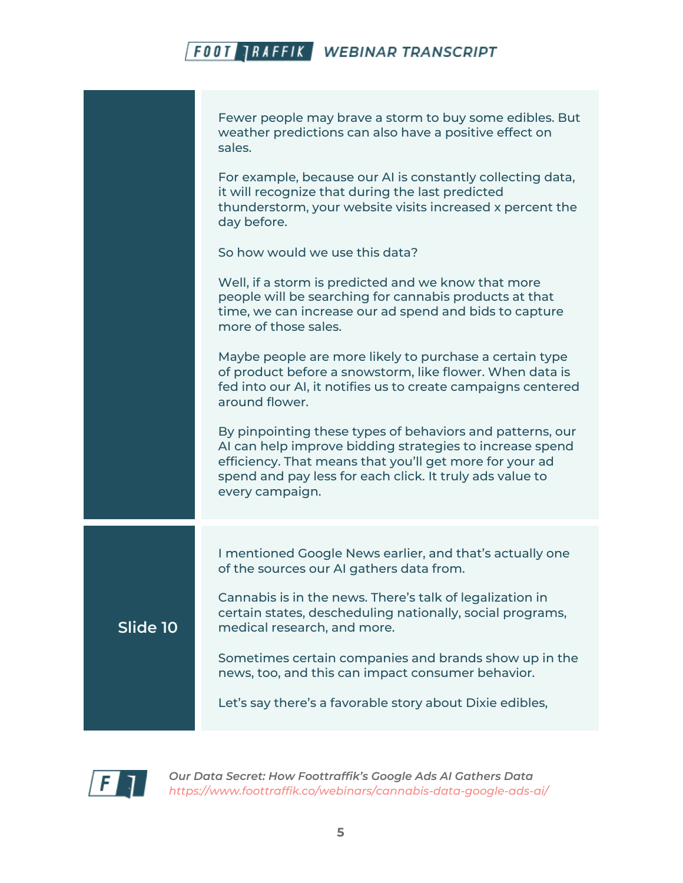Fewer people may brave a storm to buy some edibles. But weather predictions can also have a positive effect on sales.

For example, because our AI is constantly collecting data, it will recognize that during the last predicted thunderstorm, your website visits increased x percent the day before.

So how would we use this data?

Well, if a storm is predicted and we know that more people will be searching for cannabis products at that time, we can increase our ad spend and bids to capture more of those sales.

Maybe people are more likely to purchase a certain type of product before a snowstorm, like flower. When data is fed into our AI, it notifies us to create campaigns centered around flower.

By pinpointing these types of behaviors and patterns, our AI can help improve bidding strategies to increase spend efficiency. That means that you'll get more for your ad spend and pay less for each click. It truly ads value to every campaign.

**Slide 10**

I mentioned Google News earlier, and that's actually one of the sources our AI gathers data from.

Cannabis is in the news. There's talk of legalization in certain states, descheduling nationally, social programs, medical research, and more.

Sometimes certain companies and brands show up in the news, too, and this can impact consumer behavior.

Let's say there's a favorable story about Dixie edibles,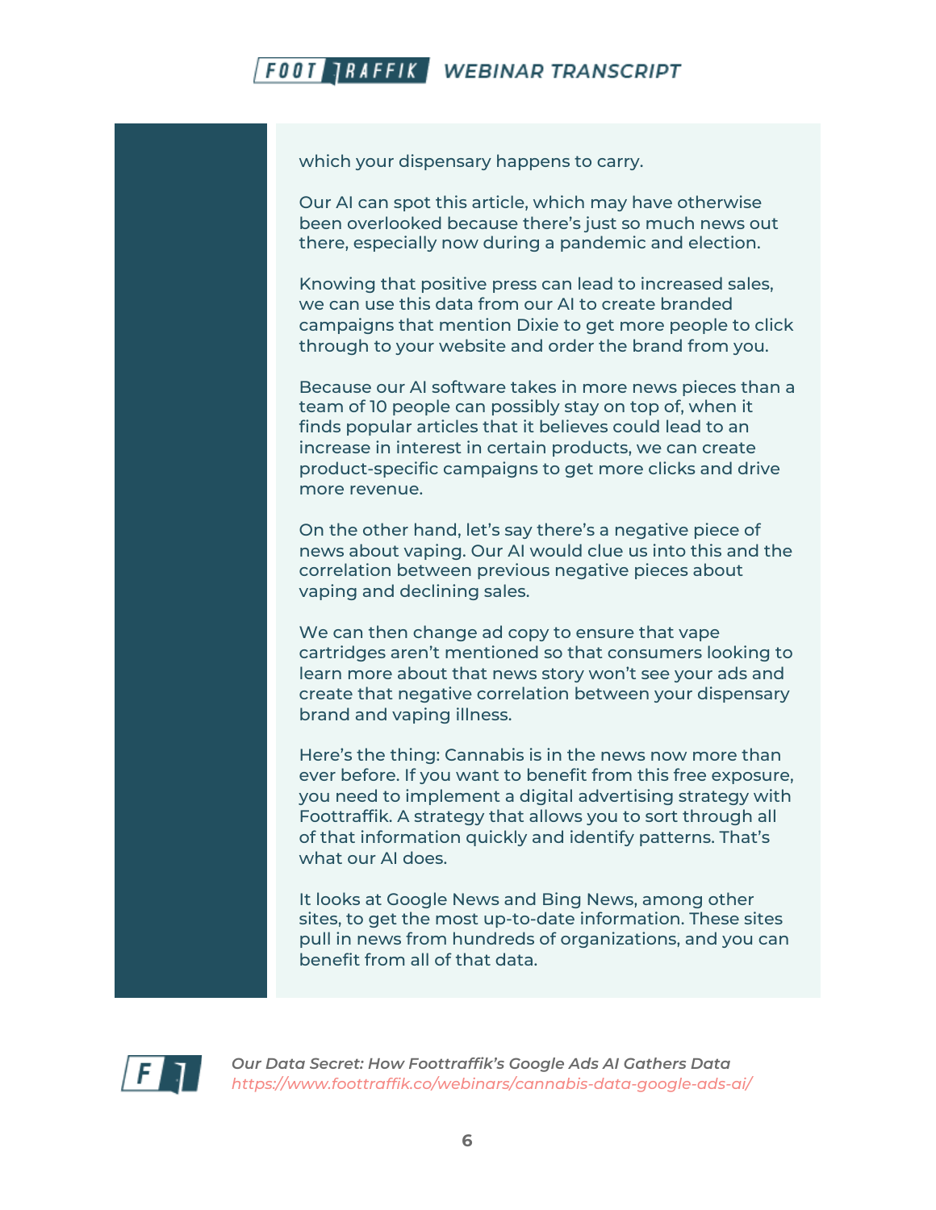which your dispensary happens to carry.

Our AI can spot this article, which may have otherwise been overlooked because there's just so much news out there, especially now during a pandemic and election.

Knowing that positive press can lead to increased sales, we can use this data from our AI to create branded campaigns that mention Dixie to get more people to click through to your website and order the brand from you.

Because our AI software takes in more news pieces than a team of 10 people can possibly stay on top of, when it finds popular articles that it believes could lead to an increase in interest in certain products, we can create product-specific campaigns to get more clicks and drive more revenue.

On the other hand, let's say there's a negative piece of news about vaping. Our AI would clue us into this and the correlation between previous negative pieces about vaping and declining sales.

We can then change ad copy to ensure that vape cartridges aren't mentioned so that consumers looking to learn more about that news story won't see your ads and create that negative correlation between your dispensary brand and vaping illness.

Here's the thing: Cannabis is in the news now more than ever before. If you want to benefit from this free exposure, you need to implement a digital advertising strategy with Foottraffik. A strategy that allows you to sort through all of that information quickly and identify patterns. That's what our AI does.

It looks at Google News and Bing News, among other sites, to get the most up-to-date information. These sites pull in news from hundreds of organizations, and you can benefit from all of that data.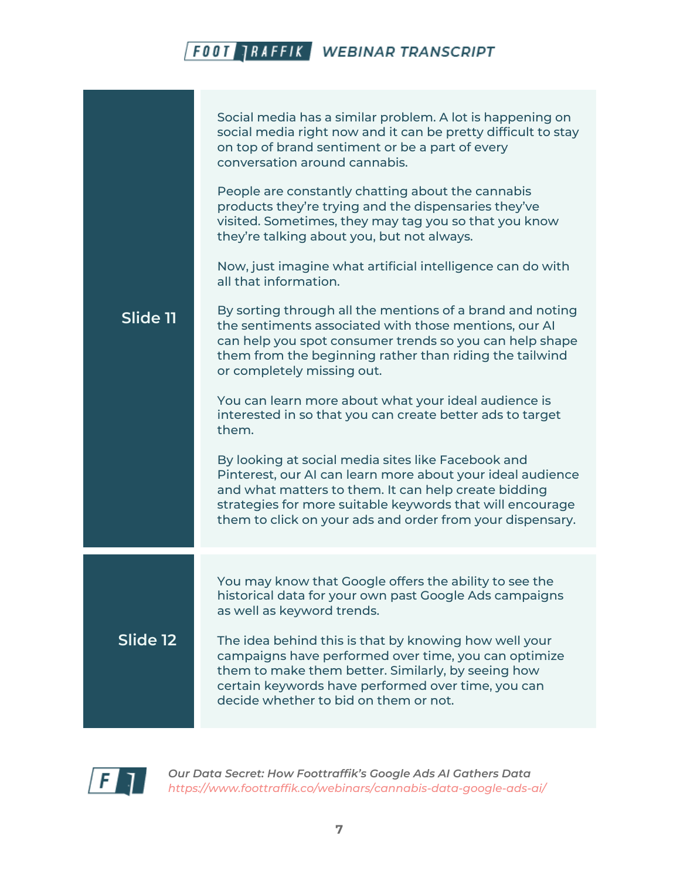## Slide 11

Social media has a similar problem. A lot is happening on social media right now and it can be pretty difficult to stay on top of brand sentiment or be a part of every conversation around cannabis.

People are constantly chatting about the cannabis products they're trying and the dispensaries they've visited. Sometimes, they may tag you so that you know they're talking about you, but not always.

Now, just imagine what artificial intelligence can do with all that information.

By sorting through all the mentions of a brand and noting the sentiments associated with those mentions, our AI can help you spot consumer trends so you can help shape them from the beginning rather than riding the tailwind or completely missing out.

You can learn more about what your ideal audience is interested in so that you can create better ads to target them.

By looking at social media sites like Facebook and Pinterest, our AI can learn more about your ideal audience and what matters to them. It can help create bidding strategies for more suitable keywords that will encourage them to click on your ads and order from your dispensary.

## Slide 12

You may know that Google offers the ability to see the historical data for your own past Google Ads campaigns as well as keyword trends.

The idea behind this is that by knowing how well your campaigns have performed over time, you can optimize them to make them better. Similarly, by seeing how certain keywords have performed over time, you can decide whether to bid on them or not.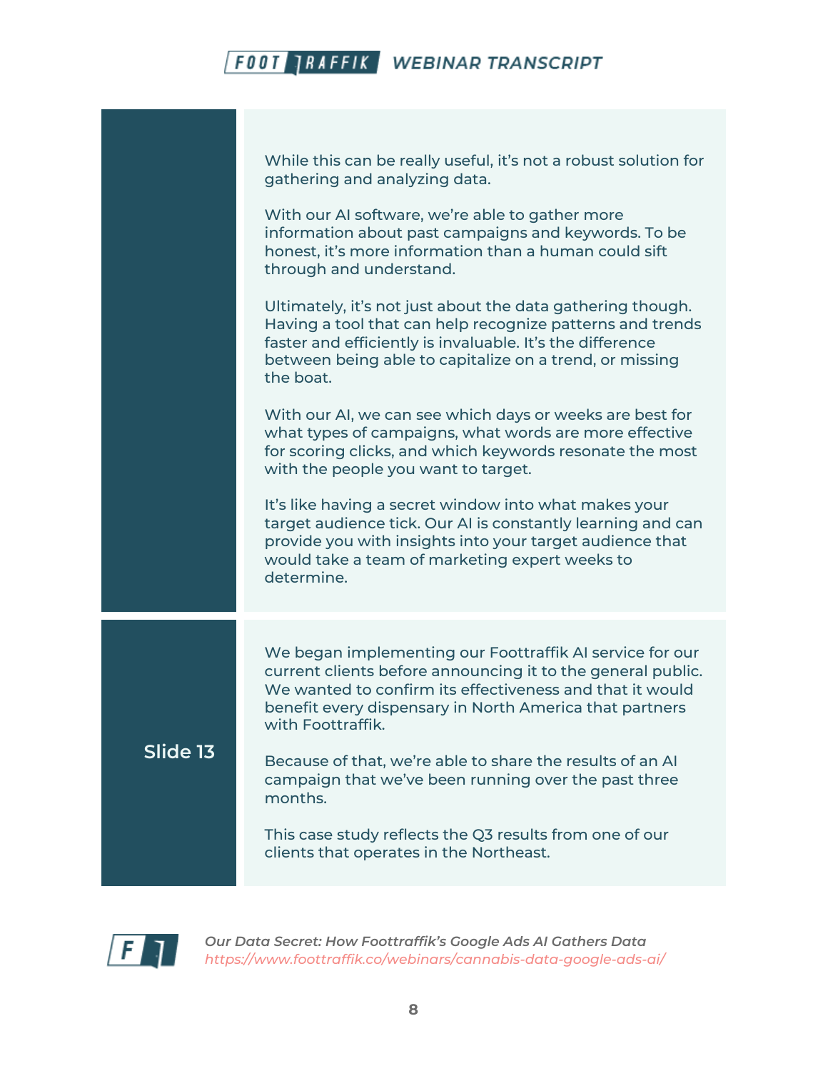While this can be really useful, it's not a robust solution for gathering and analyzing data.

With our AI software, we're able to gather more information about past campaigns and keywords. To be honest, it's more information than a human could sift through and understand.

Ultimately, it's not just about the data gathering though. Having a tool that can help recognize patterns and trends faster and efficiently is invaluable. It's the difference between being able to capitalize on a trend, or missing the boat.

With our AI, we can see which days or weeks are best for what types of campaigns, what words are more effective for scoring clicks, and which keywords resonate the most with the people you want to target.

It's like having a secret window into what makes your target audience tick. Our AI is constantly learning and can provide you with insights into your target audience that would take a team of marketing expert weeks to determine.

**Slide 13**

We began implementing our Foottraffik AI service for our current clients before announcing it to the general public. We wanted to confirm its effectiveness and that it would benefit every dispensary in North America that partners with Foottraffik.

Because of that, we're able to share the results of an AI campaign that we've been running over the past three months.

This case study reflects the Q3 results from one of our clients that operates in the Northeast.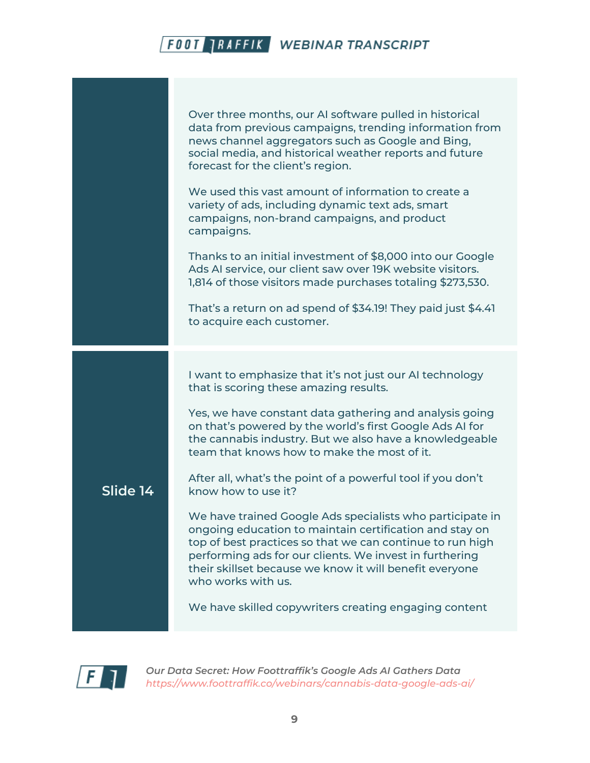Over three months, our AI software pulled in historical data from previous campaigns, trending information from news channel aggregators such as Google and Bing, social media, and historical weather reports and future forecast for the client's region.

We used this vast amount of information to create a variety of ads, including dynamic text ads, smart campaigns, non-brand campaigns, and product campaigns.

Thanks to an initial investment of $8,000 into our Google Ads AI service, our client saw over 19K website visitors. 1,814 of those visitors made purchases totaling $273,530.

That's a return on ad spend of $34.19! They paid just $4.41 to acquire each customer.

**Slide 14**

I want to emphasize that it's not just our AI technology that is scoring these amazing results.

Yes, we have constant data gathering and analysis going on that's powered by the world's first Google Ads AI for the cannabis industry. But we also have a knowledgeable team that knows how to make the most of it.

After all, what's the point of a powerful tool if you don't know how to use it?

We have trained Google Ads specialists who participate in ongoing education to maintain certification and stay on top of best practices so that we can continue to run high performing ads for our clients. We invest in furthering their skillset because we know it will benefit everyone who works with us.

We have skilled copywriters creating engaging content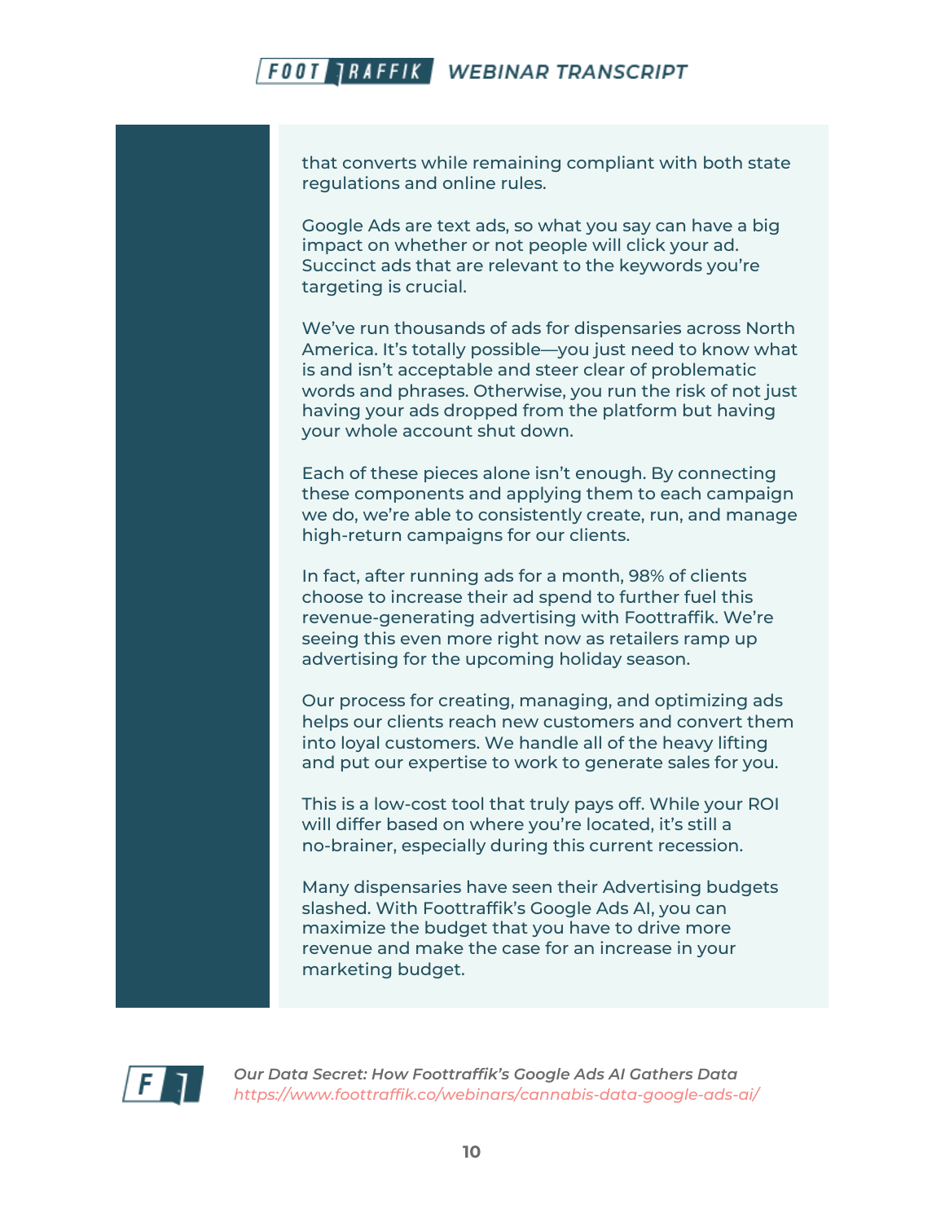that converts while remaining compliant with both state regulations and online rules.

Google Ads are text ads, so what you say can have a big impact on whether or not people will click your ad. Succinct ads that are relevant to the keywords you're targeting is crucial.

We've run thousands of ads for dispensaries across North America. It's totally possible—you just need to know what is and isn't acceptable and steer clear of problematic words and phrases. Otherwise, you run the risk of not just having your ads dropped from the platform but having your whole account shut down.

Each of these pieces alone isn't enough. By connecting these components and applying them to each campaign we do, we're able to consistently create, run, and manage high-return campaigns for our clients.

In fact, after running ads for a month, 98% of clients choose to increase their ad spend to further fuel this revenue-generating advertising with Foottraffik. We're seeing this even more right now as retailers ramp up advertising for the upcoming holiday season.

Our process for creating, managing, and optimizing ads helps our clients reach new customers and convert them into loyal customers. We handle all of the heavy lifting and put our expertise to work to generate sales for you.

This is a low-cost tool that truly pays off. While your ROI will differ based on where you're located, it's still a no-brainer, especially during this current recession.

Many dispensaries have seen their Advertising budgets slashed. With Foottraffik's Google Ads AI, you can maximize the budget that you have to drive more revenue and make the case for an increase in your marketing budget.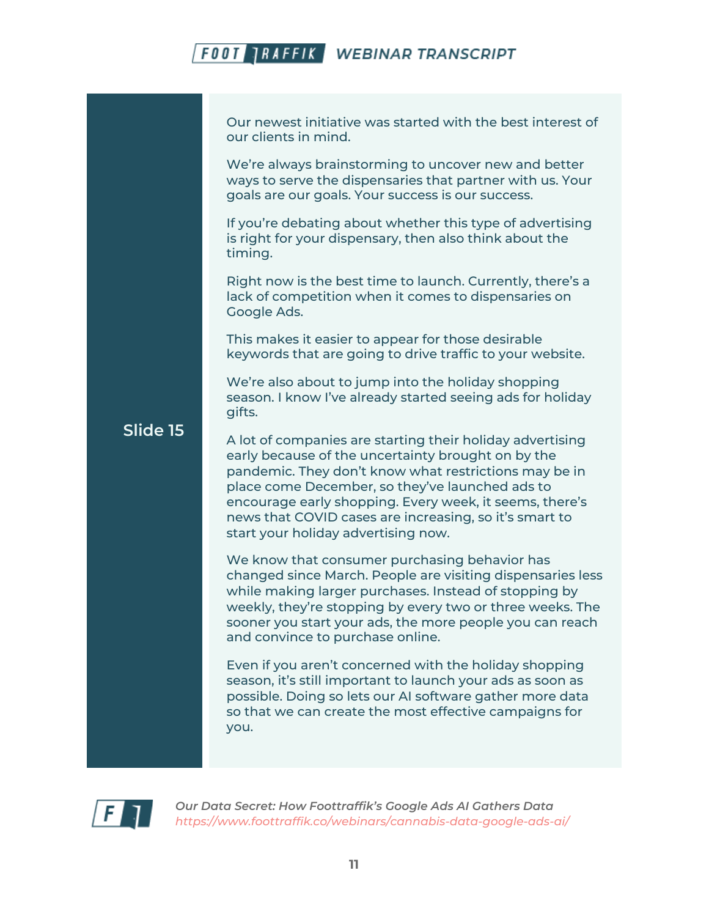**Slide 15**

Our newest initiative was started with the best interest of our clients in mind.

We're always brainstorming to uncover new and better ways to serve the dispensaries that partner with us. Your goals are our goals. Your success is our success.

If you're debating about whether this type of advertising is right for your dispensary, then also think about the timing.

Right now is the best time to launch. Currently, there's a lack of competition when it comes to dispensaries on Google Ads.

This makes it easier to appear for those desirable keywords that are going to drive traffic to your website.

We're also about to jump into the holiday shopping season. I know I've already started seeing ads for holiday gifts.

A lot of companies are starting their holiday advertising early because of the uncertainty brought on by the pandemic. They don't know what restrictions may be in place come December, so they've launched ads to encourage early shopping. Every week, it seems, there's news that COVID cases are increasing, so it's smart to start your holiday advertising now.

We know that consumer purchasing behavior has changed since March. People are visiting dispensaries less while making larger purchases. Instead of stopping by weekly, they're stopping by every two or three weeks. The sooner you start your ads, the more people you can reach and convince to purchase online.

Even if you aren't concerned with the holiday shopping season, it's still important to launch your ads as soon as possible. Doing so lets our AI software gather more data so that we can create the most effective campaigns for you.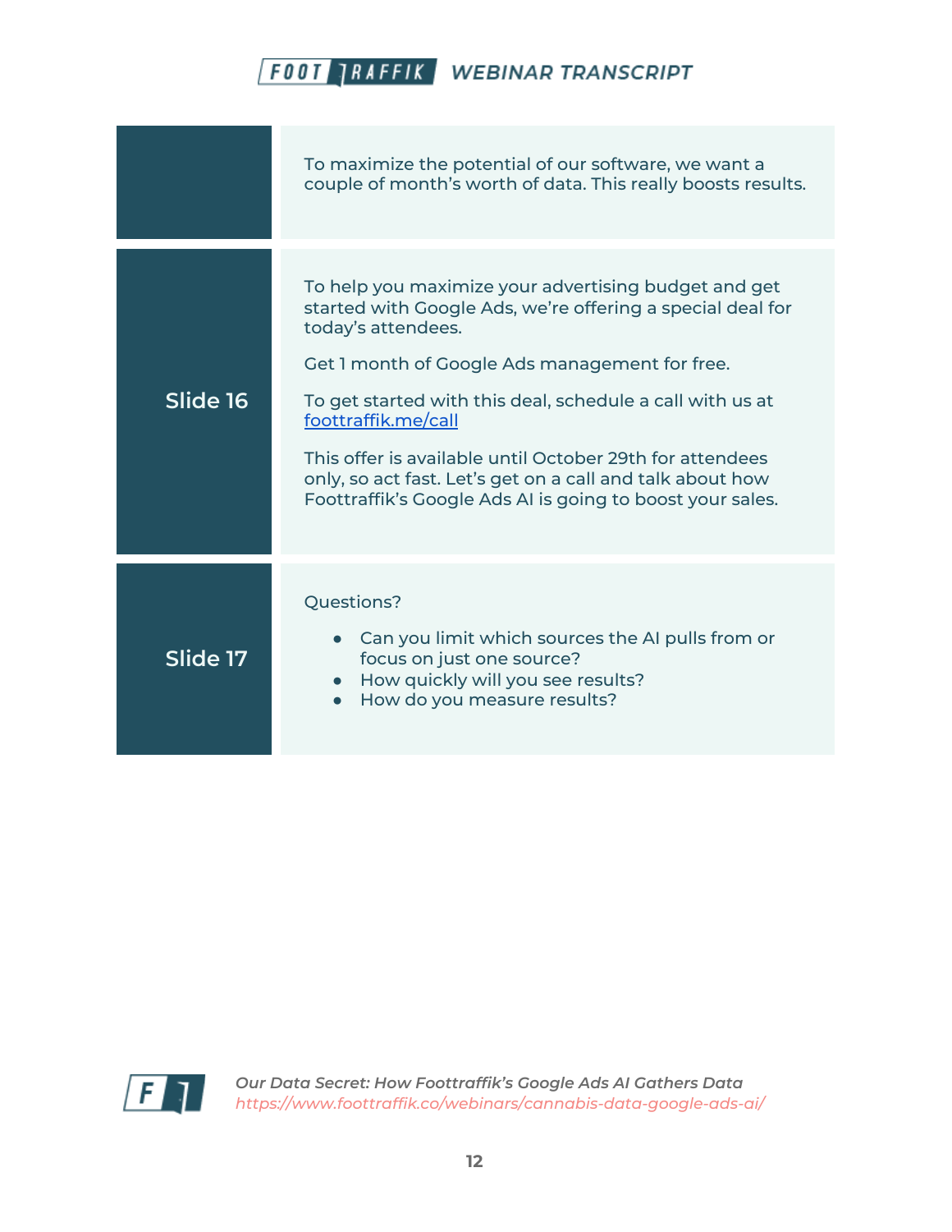| | |
|---|---|
| | To maximize the potential of our software, we want a couple of month's worth of data. This really boosts results. |
| **Slide 16** | To help you maximize your advertising budget and get started with Google Ads, we're offering a special deal for today's attendees.<br><br>Get 1 month of Google Ads management for free.<br><br>To get started with this deal, schedule a call with us at [foottraffik.me/call](foottraffik.me/call)<br><br>This offer is available until October 29th for attendees only, so act fast. Let's get on a call and talk about how Foottraffik's Google Ads AI is going to boost your sales. |
| **Slide 17** | Questions?<br><br>● Can you limit which sources the AI pulls from or focus on just one source?<br>● How quickly will you see results?<br>● How do you measure results? |